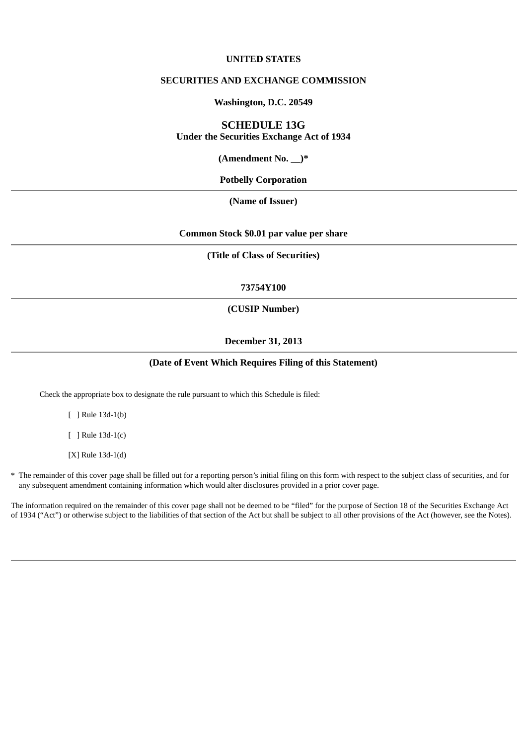**UNITED STATES**

**SECURITIES AND EXCHANGE COMMISSION**

**Washington, D.C. 20549**

# SCHEDULE 13G

**Under the Securities Exchange Act of 1934**

**(Amendment No. __)***

**Potbelly Corporation**

---

**(Name of Issuer)**

**Common Stock $0.01 par value per share**

---

**(Title of Class of Securities)**

**73754Y100**

---

**(CUSIP Number)**

**December 31, 2013**

---

**(Date of Event Which Requires Filing of this Statement)**

Check the appropriate box to designate the rule pursuant to which this Schedule is filed:

[ ] Rule 13d-1(b)

[ ] Rule 13d-1(c)

[X] Rule 13d-1(d)

\* The remainder of this cover page shall be filled out for a reporting person's initial filing on this form with respect to the subject class of securities, and for any subsequent amendment containing information which would alter disclosures provided in a prior cover page.

The information required on the remainder of this cover page shall not be deemed to be "filed" for the purpose of Section 18 of the Securities Exchange Act of 1934 ("Act") or otherwise subject to the liabilities of that section of the Act but shall be subject to all other provisions of the Act (however, see the Notes).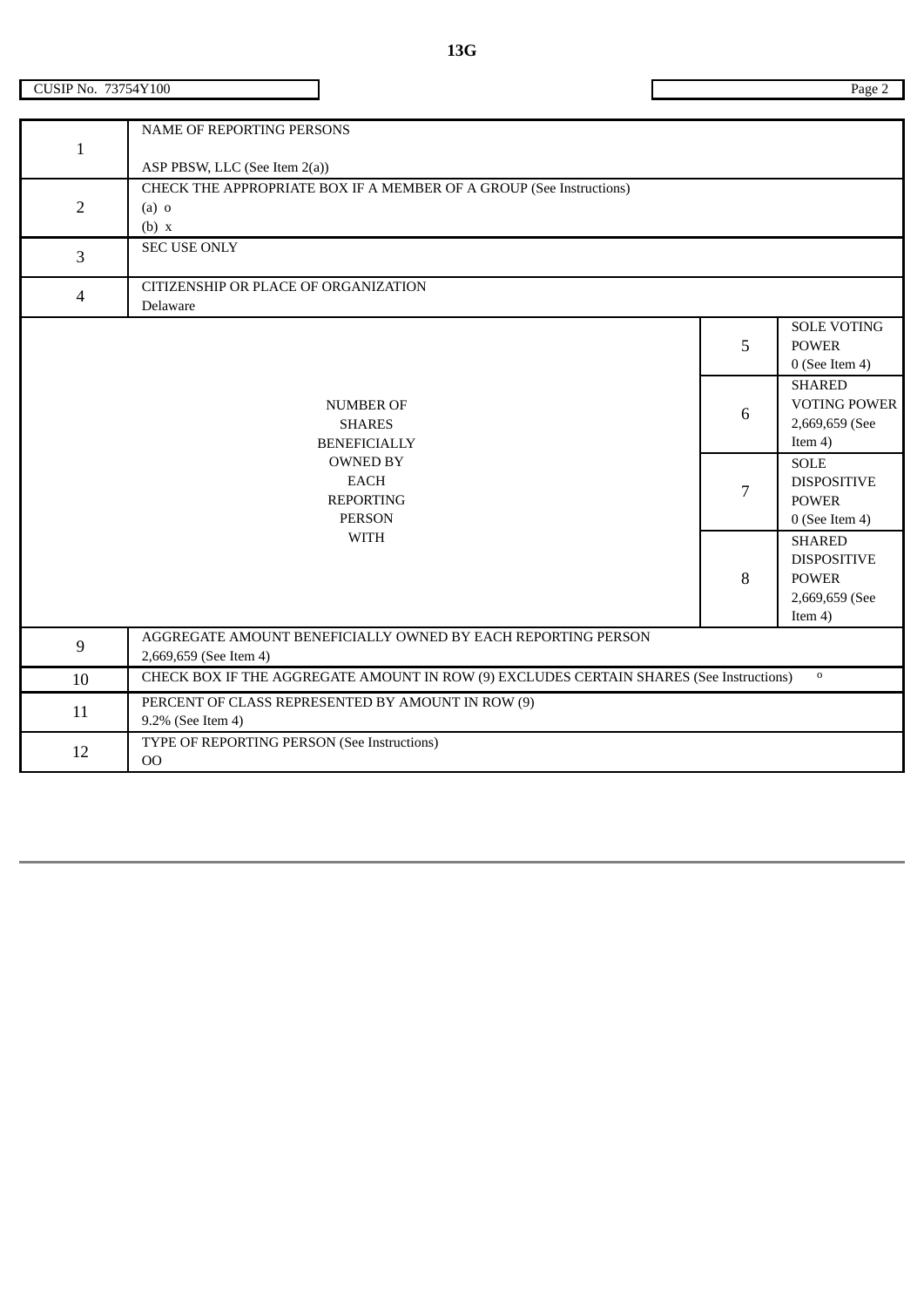**13G**

| CUSIP No. 73754Y100 | Page 2 |
|---|---|

| | | | |
|---|---|---|---|
| 1 | NAME OF REPORTING PERSONS<br><br>ASP PBSW, LLC (See Item 2(a)) | | |
| 2 | CHECK THE APPROPRIATE BOX IF A MEMBER OF A GROUP (See Instructions)<br>(a) o<br>(b) x | | |
| 3 | SEC USE ONLY | | |
| 4 | CITIZENSHIP OR PLACE OF ORGANIZATION<br>Delaware | | |
| NUMBER OF SHARES BENEFICIALLY OWNED BY EACH REPORTING PERSON WITH | | 5 | SOLE VOTING POWER<br>0 (See Item 4) |
| | | 6 | SHARED VOTING POWER<br>2,669,659 (See Item 4) |
| | | 7 | SOLE DISPOSITIVE POWER<br>0 (See Item 4) |
| | | 8 | SHARED DISPOSITIVE POWER<br>2,669,659 (See Item 4) |
| 9 | AGGREGATE AMOUNT BENEFICIALLY OWNED BY EACH REPORTING PERSON<br>2,669,659 (See Item 4) | | |
| 10 | CHECK BOX IF THE AGGREGATE AMOUNT IN ROW (9) EXCLUDES CERTAIN SHARES (See Instructions) o | | |
| 11 | PERCENT OF CLASS REPRESENTED BY AMOUNT IN ROW (9)<br>9.2% (See Item 4) | | |
| 12 | TYPE OF REPORTING PERSON (See Instructions)<br>OO | | |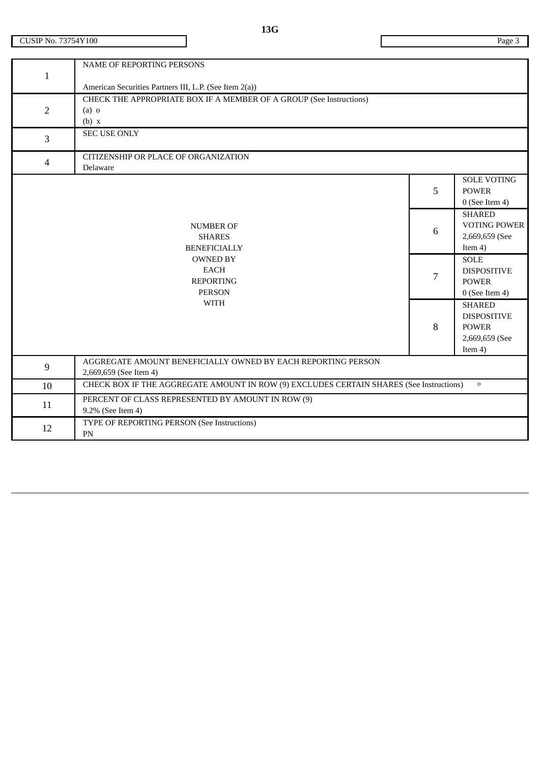13G

CUSIP No. 73754Y100

| | | | |
|---|---|---|---|
| 1 | NAME OF REPORTING PERSONS<br><br>American Securities Partners III, L.P. (See Item 2(a)) | | |
| 2 | CHECK THE APPROPRIATE BOX IF A MEMBER OF A GROUP (See Instructions)<br>(a) o<br>(b) x | | |
| 3 | SEC USE ONLY | | |
| 4 | CITIZENSHIP OR PLACE OF ORGANIZATION<br>Delaware | | |
| NUMBER OF SHARES BENEFICIALLY OWNED BY EACH REPORTING PERSON WITH | | 5 | SOLE VOTING POWER<br>0 (See Item 4) |
| | | 6 | SHARED VOTING POWER<br>2,669,659 (See Item 4) |
| | | 7 | SOLE DISPOSITIVE POWER<br>0 (See Item 4) |
| | | 8 | SHARED DISPOSITIVE POWER<br>2,669,659 (See Item 4) |
| 9 | AGGREGATE AMOUNT BENEFICIALLY OWNED BY EACH REPORTING PERSON<br>2,669,659 (See Item 4) | | |
| 10 | CHECK BOX IF THE AGGREGATE AMOUNT IN ROW (9) EXCLUDES CERTAIN SHARES (See Instructions) o | | |
| 11 | PERCENT OF CLASS REPRESENTED BY AMOUNT IN ROW (9)<br>9.2% (See Item 4) | | |
| 12 | TYPE OF REPORTING PERSON (See Instructions)<br>PN | | |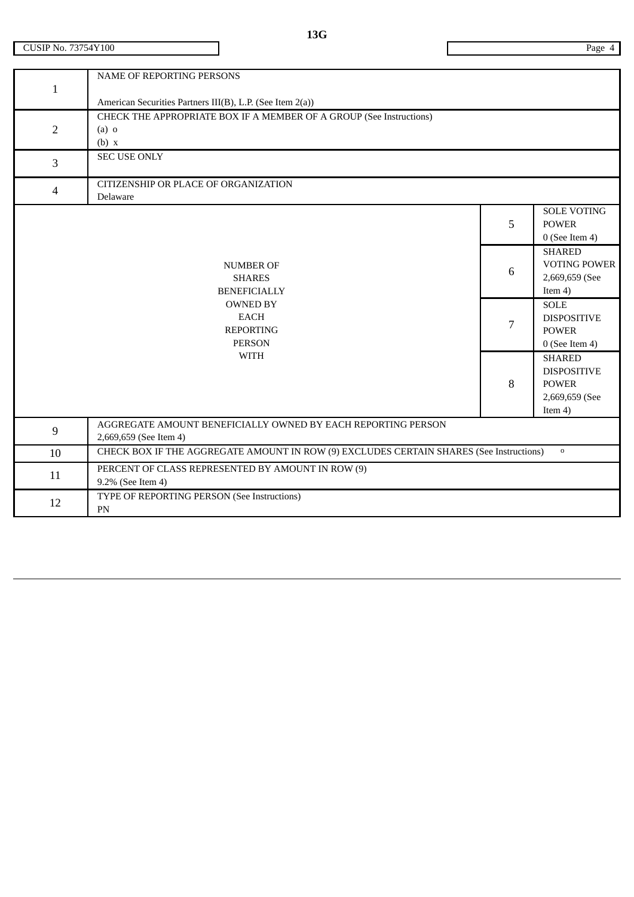**13G**

| CUSIP No. 73754Y100 | Page 4 |
|---|---|

| | | | |
|---|---|---|---|
| 1 | NAME OF REPORTING PERSONS<br><br>American Securities Partners III(B), L.P. (See Item 2(a)) | | |
| 2 | CHECK THE APPROPRIATE BOX IF A MEMBER OF A GROUP (See Instructions)<br>(a) o<br>(b) x | | |
| 3 | SEC USE ONLY | | |
| 4 | CITIZENSHIP OR PLACE OF ORGANIZATION<br>Delaware | | |
| NUMBER OF SHARES BENEFICIALLY OWNED BY EACH REPORTING PERSON WITH | | 5 | SOLE VOTING POWER<br>0 (See Item 4) |
| | | 6 | SHARED VOTING POWER<br>2,669,659 (See Item 4) |
| | | 7 | SOLE DISPOSITIVE POWER<br>0 (See Item 4) |
| | | 8 | SHARED DISPOSITIVE POWER<br>2,669,659 (See Item 4) |
| 9 | AGGREGATE AMOUNT BENEFICIALLY OWNED BY EACH REPORTING PERSON<br>2,669,659 (See Item 4) | | |
| 10 | CHECK BOX IF THE AGGREGATE AMOUNT IN ROW (9) EXCLUDES CERTAIN SHARES (See Instructions) o | | |
| 11 | PERCENT OF CLASS REPRESENTED BY AMOUNT IN ROW (9)<br>9.2% (See Item 4) | | |
| 12 | TYPE OF REPORTING PERSON (See Instructions)<br>PN | | |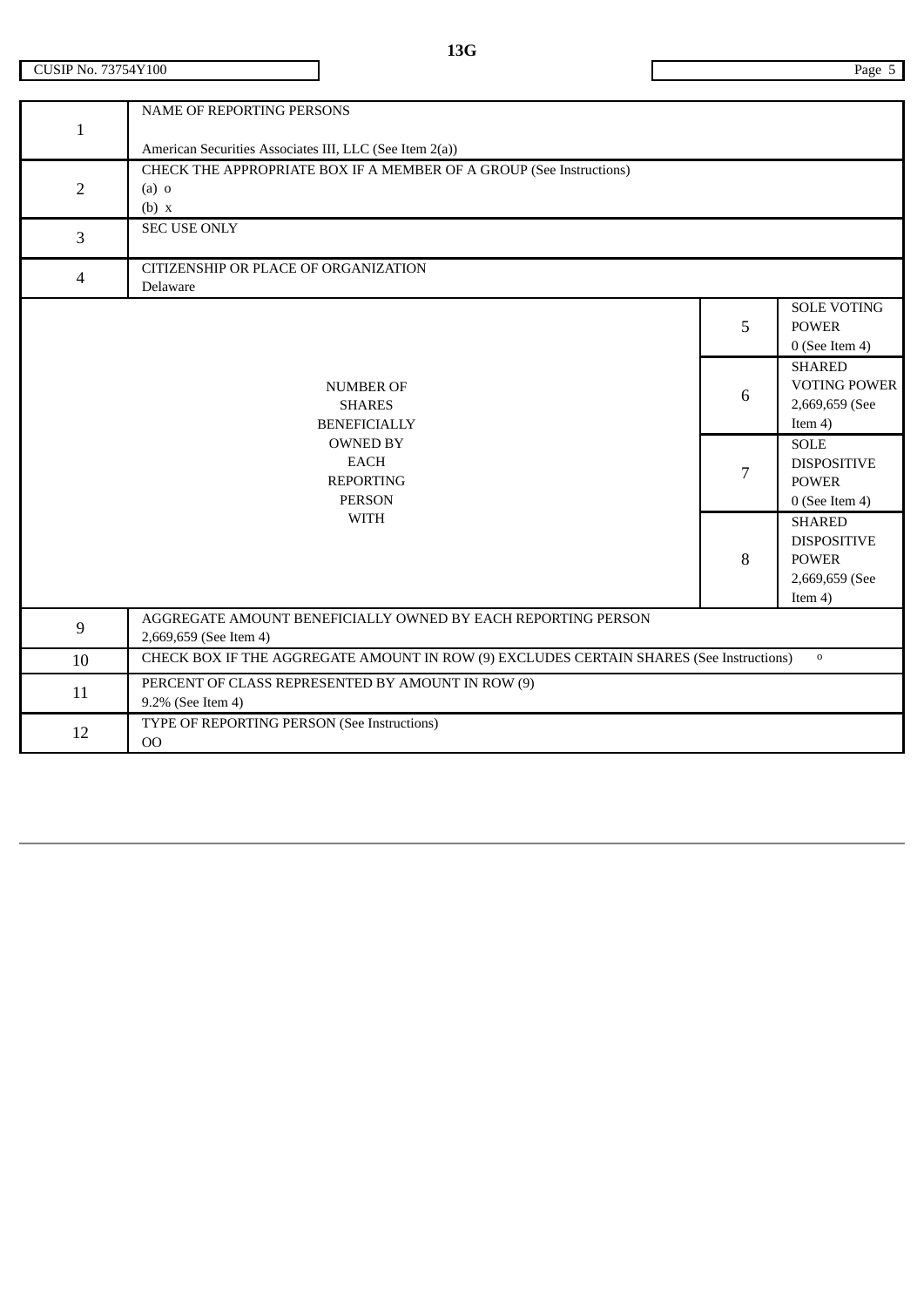13G

CUSIP No. 73754Y100

| | | | |
|---|---|---|---|
| 1 | NAME OF REPORTING PERSONS<br><br>American Securities Associates III, LLC (See Item 2(a)) | | |
| 2 | CHECK THE APPROPRIATE BOX IF A MEMBER OF A GROUP (See Instructions)<br>(a) o<br>(b) x | | |
| 3 | SEC USE ONLY | | |
| 4 | CITIZENSHIP OR PLACE OF ORGANIZATION<br>Delaware | | |
| NUMBER OF SHARES BENEFICIALLY OWNED BY EACH REPORTING PERSON WITH | | 5 | SOLE VOTING POWER<br>0 (See Item 4) |
| | | 6 | SHARED VOTING POWER<br>2,669,659 (See Item 4) |
| | | 7 | SOLE DISPOSITIVE POWER<br>0 (See Item 4) |
| | | 8 | SHARED DISPOSITIVE POWER<br>2,669,659 (See Item 4) |
| 9 | AGGREGATE AMOUNT BENEFICIALLY OWNED BY EACH REPORTING PERSON<br>2,669,659 (See Item 4) | | |
| 10 | CHECK BOX IF THE AGGREGATE AMOUNT IN ROW (9) EXCLUDES CERTAIN SHARES (See Instructions) o | | |
| 11 | PERCENT OF CLASS REPRESENTED BY AMOUNT IN ROW (9)<br>9.2% (See Item 4) | | |
| 12 | TYPE OF REPORTING PERSON (See Instructions)<br>OO | | |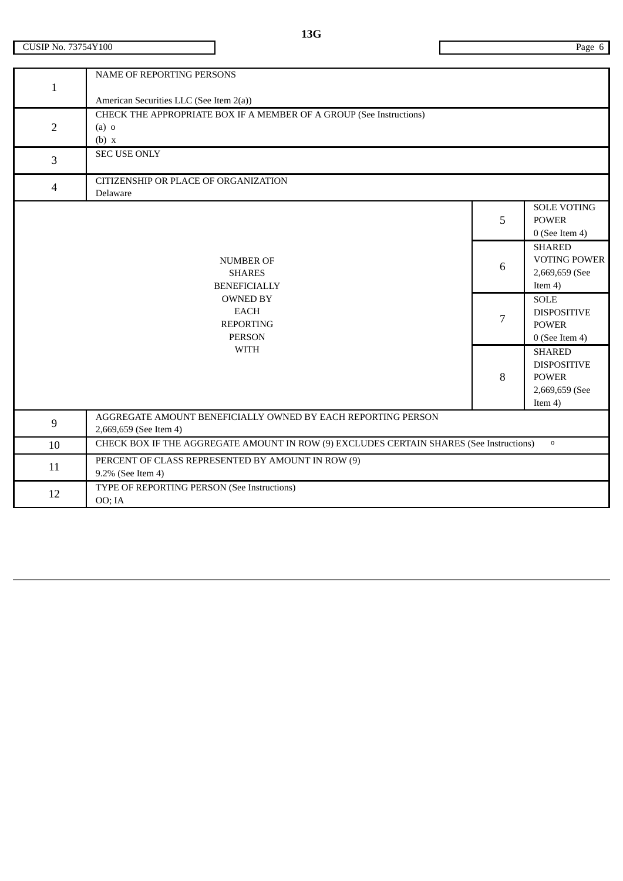**13G**

CUSIP No. 73754Y100

| | | | |
|---|---|---|---|
| 1 | NAME OF REPORTING PERSONS<br><br>American Securities LLC (See Item 2(a)) | | |
| 2 | CHECK THE APPROPRIATE BOX IF A MEMBER OF A GROUP (See Instructions)<br>(a) o<br>(b) x | | |
| 3 | SEC USE ONLY | | |
| 4 | CITIZENSHIP OR PLACE OF ORGANIZATION<br>Delaware | | |
| NUMBER OF SHARES BENEFICIALLY OWNED BY EACH REPORTING PERSON WITH | | 5 | SOLE VOTING POWER<br>0 (See Item 4) |
| | | 6 | SHARED VOTING POWER<br>2,669,659 (See Item 4) |
| | | 7 | SOLE DISPOSITIVE POWER<br>0 (See Item 4) |
| | | 8 | SHARED DISPOSITIVE POWER<br>2,669,659 (See Item 4) |
| 9 | AGGREGATE AMOUNT BENEFICIALLY OWNED BY EACH REPORTING PERSON<br>2,669,659 (See Item 4) | | |
| 10 | CHECK BOX IF THE AGGREGATE AMOUNT IN ROW (9) EXCLUDES CERTAIN SHARES (See Instructions) o | | |
| 11 | PERCENT OF CLASS REPRESENTED BY AMOUNT IN ROW (9)<br>9.2% (See Item 4) | | |
| 12 | TYPE OF REPORTING PERSON (See Instructions)<br>OO; IA | | |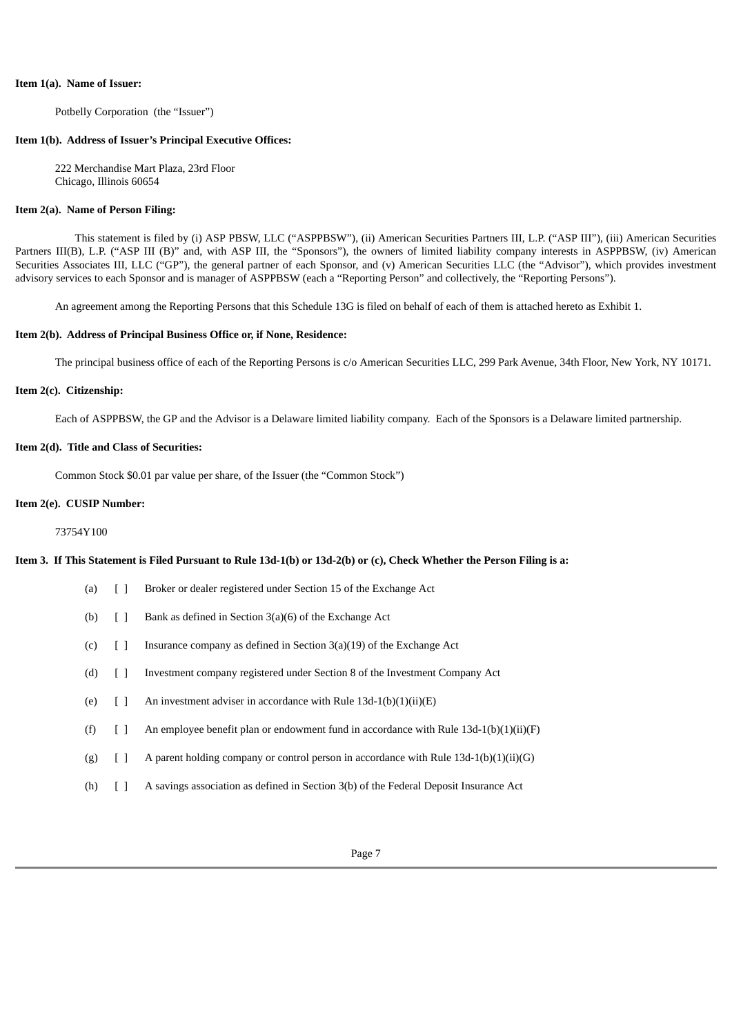**Item 1(a). Name of Issuer:**

Potbelly Corporation (the "Issuer")

**Item 1(b). Address of Issuer's Principal Executive Offices:**

222 Merchandise Mart Plaza, 23rd Floor
Chicago, Illinois 60654

**Item 2(a). Name of Person Filing:**

This statement is filed by (i) ASP PBSW, LLC ("ASPPBSW"), (ii) American Securities Partners III, L.P. ("ASP III"), (iii) American Securities Partners III(B), L.P. ("ASP III (B)" and, with ASP III, the "Sponsors"), the owners of limited liability company interests in ASPPBSW, (iv) American Securities Associates III, LLC ("GP"), the general partner of each Sponsor, and (v) American Securities LLC (the "Advisor"), which provides investment advisory services to each Sponsor and is manager of ASPPBSW (each a "Reporting Person" and collectively, the "Reporting Persons").

An agreement among the Reporting Persons that this Schedule 13G is filed on behalf of each of them is attached hereto as Exhibit 1.

**Item 2(b). Address of Principal Business Office or, if None, Residence:**

The principal business office of each of the Reporting Persons is c/o American Securities LLC, 299 Park Avenue, 34th Floor, New York, NY 10171.

**Item 2(c). Citizenship:**

Each of ASPPBSW, the GP and the Advisor is a Delaware limited liability company. Each of the Sponsors is a Delaware limited partnership.

**Item 2(d). Title and Class of Securities:**

Common Stock $0.01 par value per share, of the Issuer (the "Common Stock")

**Item 2(e). CUSIP Number:**

73754Y100

**Item 3. If This Statement is Filed Pursuant to Rule 13d-1(b) or 13d-2(b) or (c), Check Whether the Person Filing is a:**

(a) [ ] Broker or dealer registered under Section 15 of the Exchange Act

(b) [ ] Bank as defined in Section 3(a)(6) of the Exchange Act

(c) [ ] Insurance company as defined in Section 3(a)(19) of the Exchange Act

(d) [ ] Investment company registered under Section 8 of the Investment Company Act

(e) [ ] An investment adviser in accordance with Rule 13d-1(b)(1)(ii)(E)

(f) [ ] An employee benefit plan or endowment fund in accordance with Rule 13d-1(b)(1)(ii)(F)

(g) [ ] A parent holding company or control person in accordance with Rule 13d-1(b)(1)(ii)(G)

(h) [ ] A savings association as defined in Section 3(b) of the Federal Deposit Insurance Act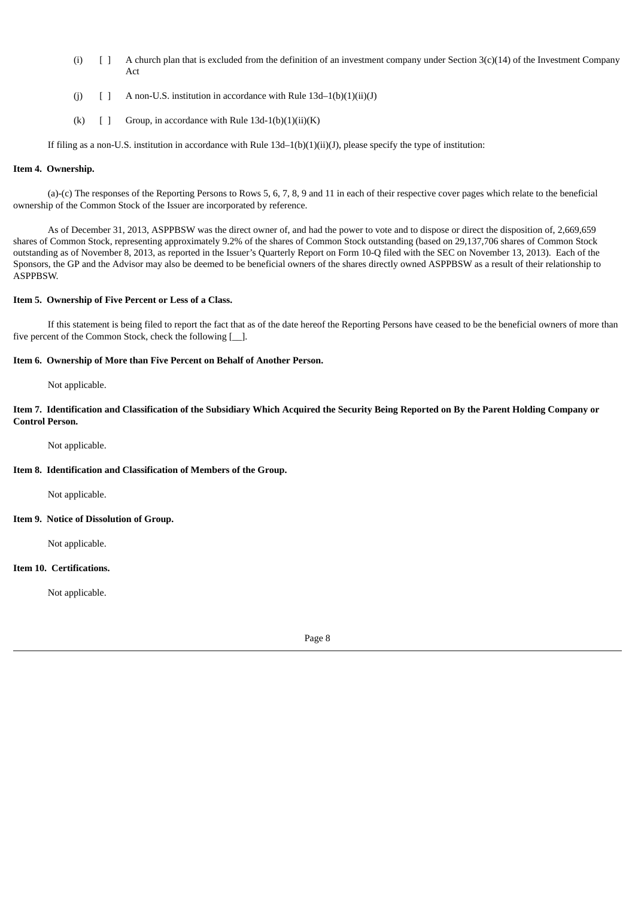(i) [ ] A church plan that is excluded from the definition of an investment company under Section 3(c)(14) of the Investment Company Act

(j) [ ] A non-U.S. institution in accordance with Rule 13d–1(b)(1)(ii)(J)

(k) [ ] Group, in accordance with Rule 13d-1(b)(1)(ii)(K)

If filing as a non-U.S. institution in accordance with Rule 13d–1(b)(1)(ii)(J), please specify the type of institution:

**Item 4. Ownership.**

(a)-(c) The responses of the Reporting Persons to Rows 5, 6, 7, 8, 9 and 11 in each of their respective cover pages which relate to the beneficial ownership of the Common Stock of the Issuer are incorporated by reference.

As of December 31, 2013, ASPPBSW was the direct owner of, and had the power to vote and to dispose or direct the disposition of, 2,669,659 shares of Common Stock, representing approximately 9.2% of the shares of Common Stock outstanding (based on 29,137,706 shares of Common Stock outstanding as of November 8, 2013, as reported in the Issuer's Quarterly Report on Form 10-Q filed with the SEC on November 13, 2013). Each of the Sponsors, the GP and the Advisor may also be deemed to be beneficial owners of the shares directly owned ASPPBSW as a result of their relationship to ASPPBSW.

**Item 5. Ownership of Five Percent or Less of a Class.**

If this statement is being filed to report the fact that as of the date hereof the Reporting Persons have ceased to be the beneficial owners of more than five percent of the Common Stock, check the following [__].

**Item 6. Ownership of More than Five Percent on Behalf of Another Person.**

Not applicable.

**Item 7. Identification and Classification of the Subsidiary Which Acquired the Security Being Reported on By the Parent Holding Company or Control Person.**

Not applicable.

**Item 8. Identification and Classification of Members of the Group.**

Not applicable.

**Item 9. Notice of Dissolution of Group.**

Not applicable.

**Item 10. Certifications.**

Not applicable.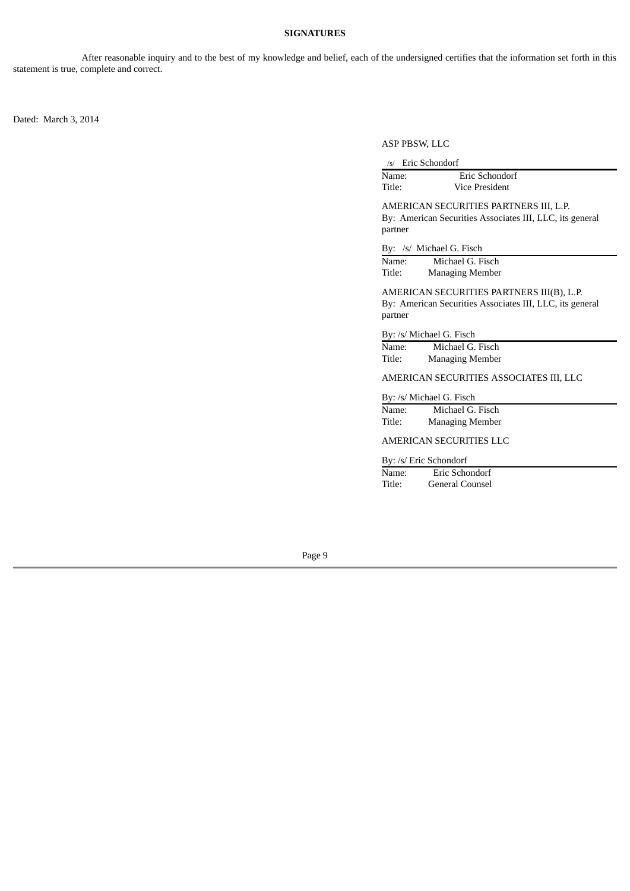**SIGNATURES**

After reasonable inquiry and to the best of my knowledge and belief, each of the undersigned certifies that the information set forth in this statement is true, complete and correct.

Dated: March 3, 2014

ASP PBSW, LLC

/s/ Eric Schondorf
Name: Eric Schondorf
Title: Vice President

AMERICAN SECURITIES PARTNERS III, L.P.
By: American Securities Associates III, LLC, its general partner

By: /s/ Michael G. Fisch
Name: Michael G. Fisch
Title: Managing Member

AMERICAN SECURITIES PARTNERS III(B), L.P.
By: American Securities Associates III, LLC, its general partner

By: /s/ Michael G. Fisch
Name: Michael G. Fisch
Title: Managing Member

AMERICAN SECURITIES ASSOCIATES III, LLC

By: /s/ Michael G. Fisch
Name: Michael G. Fisch
Title: Managing Member

AMERICAN SECURITIES LLC

By: /s/ Eric Schondorf
Name: Eric Schondorf
Title: General Counsel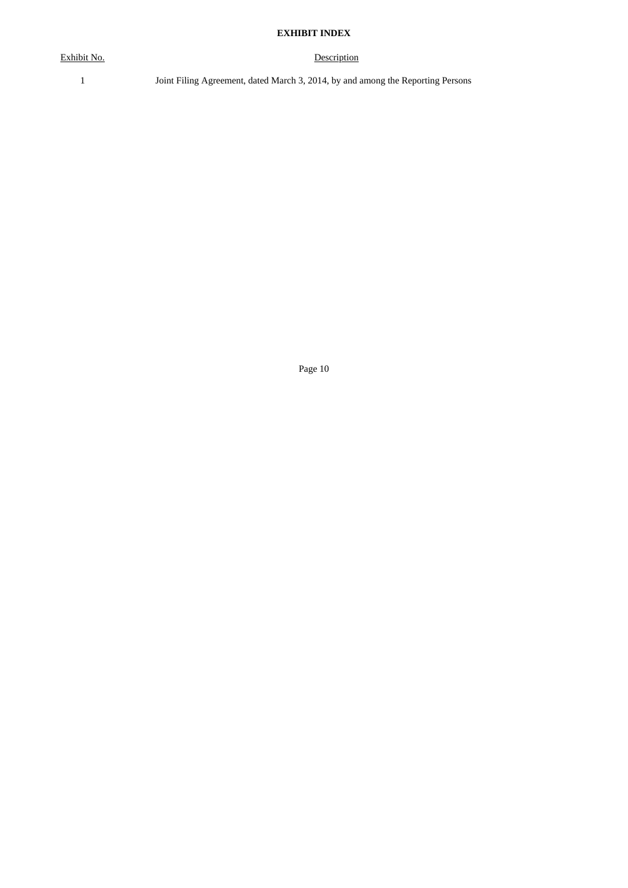**EXHIBIT INDEX**

| Exhibit No. | Description |
| --- | --- |
| 1 | Joint Filing Agreement, dated March 3, 2014, by and among the Reporting Persons |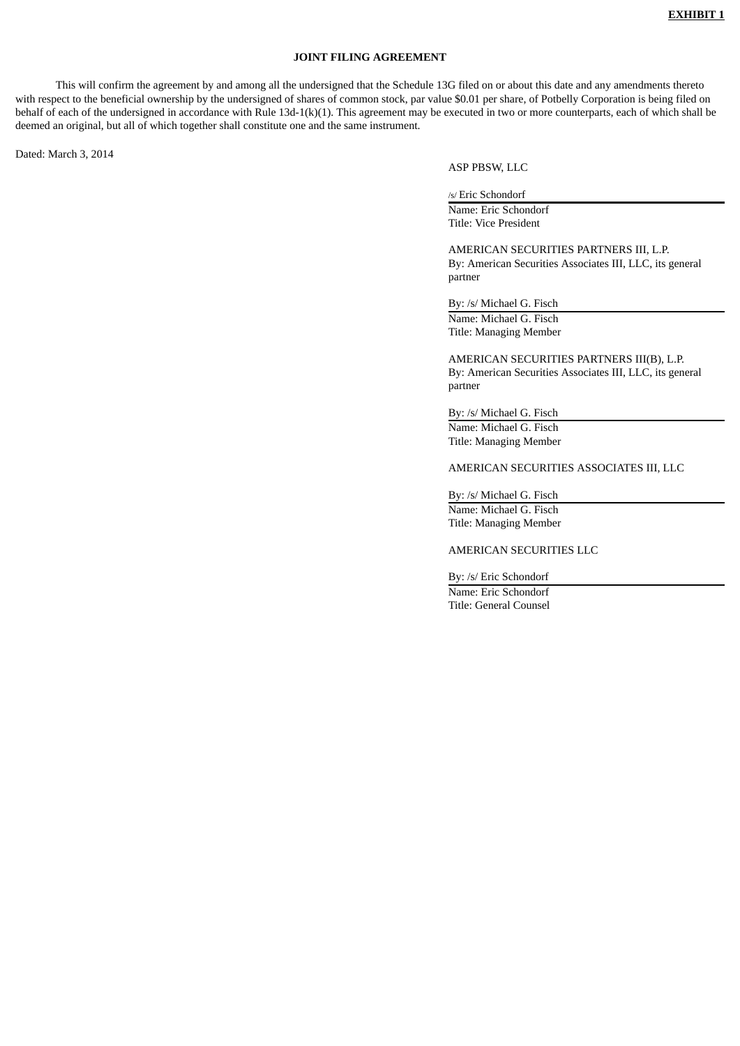**EXHIBIT 1**

**JOINT FILING AGREEMENT**

This will confirm the agreement by and among all the undersigned that the Schedule 13G filed on or about this date and any amendments thereto with respect to the beneficial ownership by the undersigned of shares of common stock, par value $0.01 per share, of Potbelly Corporation is being filed on behalf of each of the undersigned in accordance with Rule 13d-1(k)(1). This agreement may be executed in two or more counterparts, each of which shall be deemed an original, but all of which together shall constitute one and the same instrument.

Dated: March 3, 2014

ASP PBSW, LLC

/s/ Eric Schondorf
Name: Eric Schondorf
Title: Vice President

AMERICAN SECURITIES PARTNERS III, L.P.
By: American Securities Associates III, LLC, its general partner

By: /s/ Michael G. Fisch
Name: Michael G. Fisch
Title: Managing Member

AMERICAN SECURITIES PARTNERS III(B), L.P.
By: American Securities Associates III, LLC, its general partner

By: /s/ Michael G. Fisch
Name: Michael G. Fisch
Title: Managing Member

AMERICAN SECURITIES ASSOCIATES III, LLC

By: /s/ Michael G. Fisch
Name: Michael G. Fisch
Title: Managing Member

AMERICAN SECURITIES LLC

By: /s/ Eric Schondorf
Name: Eric Schondorf
Title: General Counsel